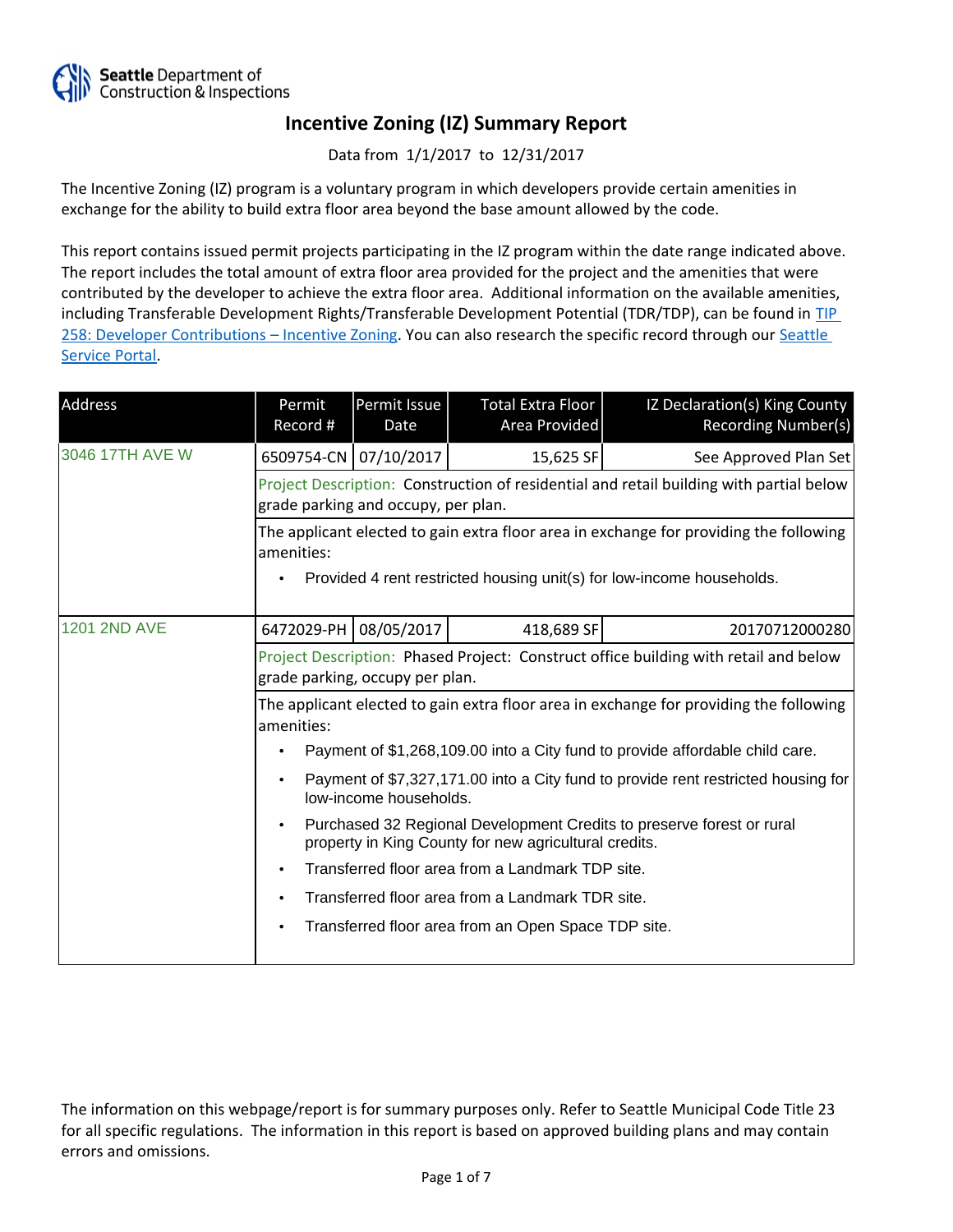Seattle Department of Construction & Inspections

# Incentive Zoning (IZ) Summary Report

Data from 1/1/2017 to 12/31/2017

The Incentive Zoning (IZ) program is a voluntary program in which developers provide certain amenities in exchange for the ability to build extra floor area beyond the base amount allowed by the code.

This report contains issued permit projects participating in the IZ program within the date range indicated above. The report includes the total amount of extra floor area provided for the project and the amenities that were contributed by the developer to achieve the extra floor area. Additional information on the available amenities, including Transferable Development Rights/Transferable Development Potential (TDR/TDP), can be found in TIP 258: Developer Contributions – Incentive Zoning. You can also research the specific record through our Seattle Service Portal.

| Address | Permit Record # | Permit Issue Date | Total Extra Floor Area Provided | IZ Declaration(s) King County Recording Number(s) |
|---|---|---|---|---|
| 3046 17TH AVE W | 6509754-CN | 07/10/2017 | 15,625 SF | See Approved Plan Set |
| | Project Description: Construction of residential and retail building with partial below grade parking and occupy, per plan. | | | |
| | The applicant elected to gain extra floor area in exchange for providing the following amenities: <br>• Provided 4 rent restricted housing unit(s) for low-income households. | | | |
| 1201 2ND AVE | 6472029-PH | 08/05/2017 | 418,689 SF | 20170712000280 |
| | Project Description: Phased Project: Construct office building with retail and below grade parking, occupy per plan. | | | |
| | The applicant elected to gain extra floor area in exchange for providing the following amenities: <br>• Payment of $1,268,109.00 into a City fund to provide affordable child care. <br>• Payment of $7,327,171.00 into a City fund to provide rent restricted housing for low-income households. <br>• Purchased 32 Regional Development Credits to preserve forest or rural property in King County for new agricultural credits. <br>• Transferred floor area from a Landmark TDP site. <br>• Transferred floor area from a Landmark TDR site. <br>• Transferred floor area from an Open Space TDP site. | | | |

The information on this webpage/report is for summary purposes only. Refer to Seattle Municipal Code Title 23 for all specific regulations. The information in this report is based on approved building plans and may contain errors and omissions.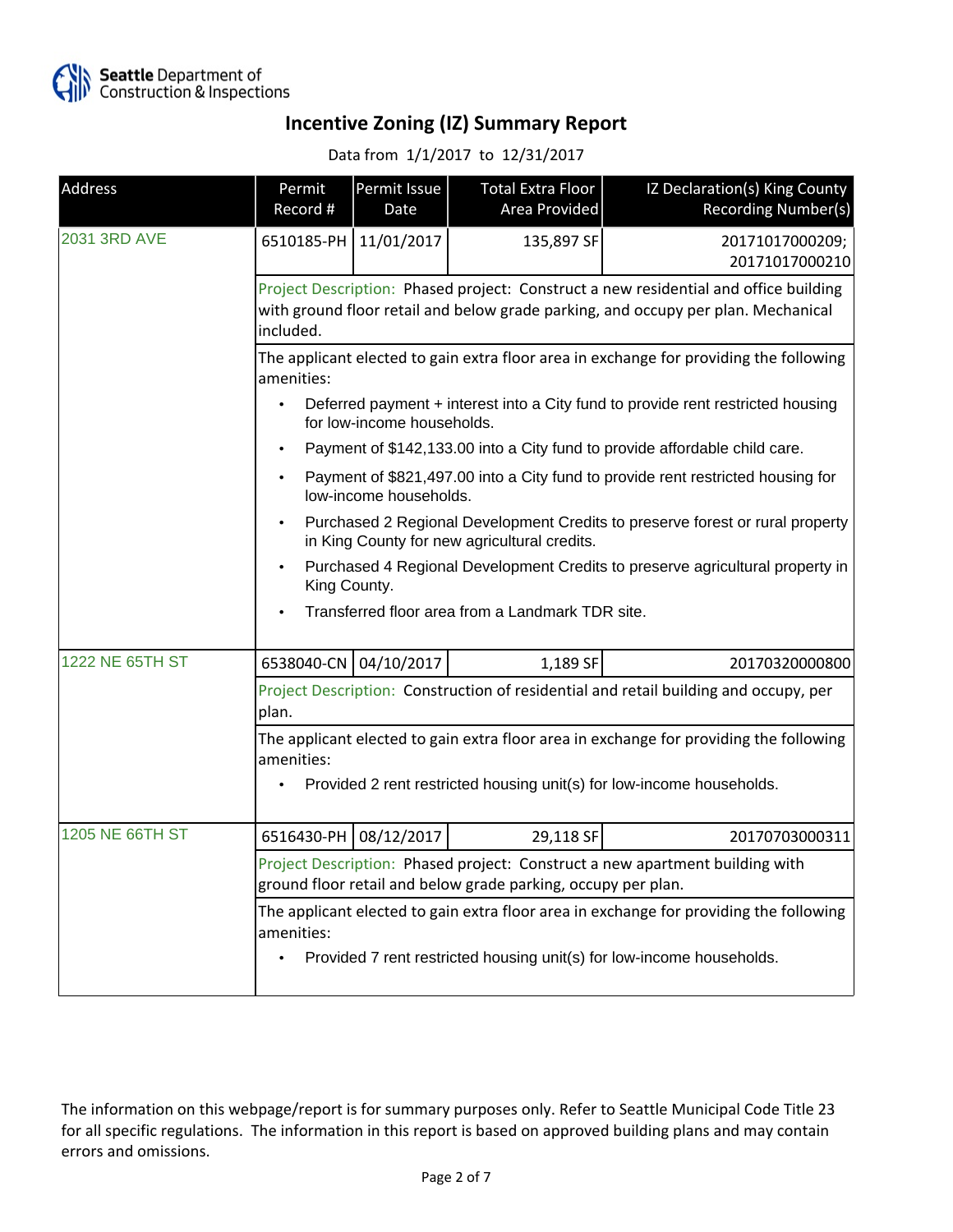Seattle Department of Construction & Inspections

# Incentive Zoning (IZ) Summary Report

Data from 1/1/2017 to 12/31/2017

| Address | Permit Record # | Permit Issue Date | Total Extra Floor Area Provided | IZ Declaration(s) King County Recording Number(s) |
|---|---|---|---|---|
| 2031 3RD AVE | 6510185-PH | 11/01/2017 | 135,897 SF | 20171017000209; 20171017000210 |

Project Description: Phased project: Construct a new residential and office building with ground floor retail and below grade parking, and occupy per plan. Mechanical included.

The applicant elected to gain extra floor area in exchange for providing the following amenities:

- Deferred payment + interest into a City fund to provide rent restricted housing for low-income households.
- Payment of $142,133.00 into a City fund to provide affordable child care.
- Payment of $821,497.00 into a City fund to provide rent restricted housing for low-income households.
- Purchased 2 Regional Development Credits to preserve forest or rural property in King County for new agricultural credits.
- Purchased 4 Regional Development Credits to preserve agricultural property in King County.
- Transferred floor area from a Landmark TDR site.

| Address | Permit Record # | Permit Issue Date | Total Extra Floor Area Provided | IZ Declaration(s) King County Recording Number(s) |
|---|---|---|---|---|
| 1222 NE 65TH ST | 6538040-CN | 04/10/2017 | 1,189 SF | 20170320000800 |

Project Description: Construction of residential and retail building and occupy, per plan.

The applicant elected to gain extra floor area in exchange for providing the following amenities:

- Provided 2 rent restricted housing unit(s) for low-income households.

| Address | Permit Record # | Permit Issue Date | Total Extra Floor Area Provided | IZ Declaration(s) King County Recording Number(s) |
|---|---|---|---|---|
| 1205 NE 66TH ST | 6516430-PH | 08/12/2017 | 29,118 SF | 20170703000311 |

Project Description: Phased project: Construct a new apartment building with ground floor retail and below grade parking, occupy per plan.

The applicant elected to gain extra floor area in exchange for providing the following amenities:

- Provided 7 rent restricted housing unit(s) for low-income households.

The information on this webpage/report is for summary purposes only. Refer to Seattle Municipal Code Title 23 for all specific regulations. The information in this report is based on approved building plans and may contain errors and omissions.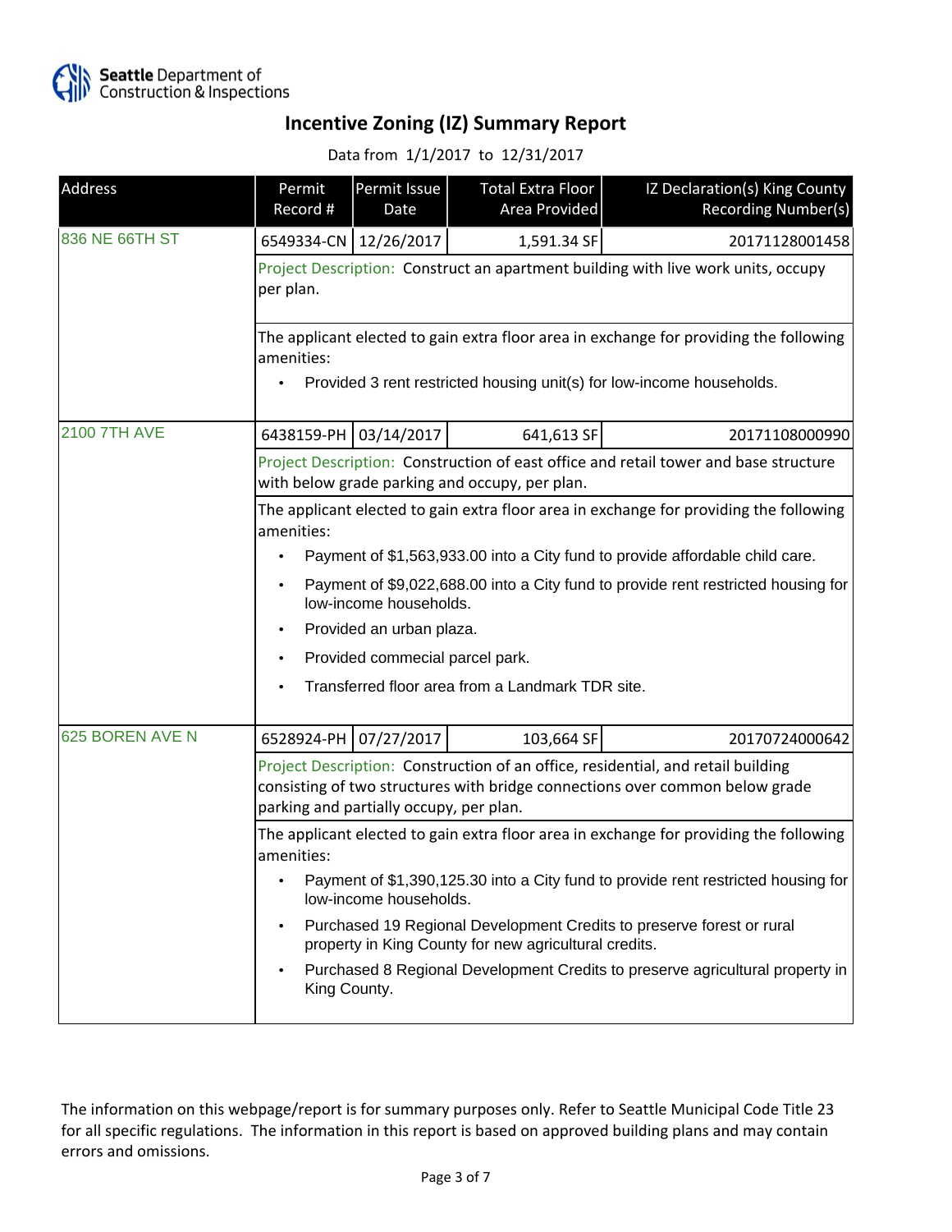# Incentive Zoning (IZ) Summary Report

Data from 1/1/2017 to 12/31/2017

| Address | Permit Record # | Permit Issue Date | Total Extra Floor Area Provided | IZ Declaration(s) King County Recording Number(s) |
|---|---|---|---|---|
| 836 NE 66TH ST | 6549334-CN | 12/26/2017 | 1,591.34 SF | 20171128001458 |
| | Project Description: Construct an apartment building with live work units, occupy per plan.<br><br>The applicant elected to gain extra floor area in exchange for providing the following amenities:<br>• Provided 3 rent restricted housing unit(s) for low-income households. | | | |
| 2100 7TH AVE | 6438159-PH | 03/14/2017 | 641,613 SF | 20171108000990 |
| | Project Description: Construction of east office and retail tower and base structure with below grade parking and occupy, per plan.<br><br>The applicant elected to gain extra floor area in exchange for providing the following amenities:<br>• Payment of $1,563,933.00 into a City fund to provide affordable child care.<br>• Payment of $9,022,688.00 into a City fund to provide rent restricted housing for low-income households.<br>• Provided an urban plaza.<br>• Provided commecial parcel park.<br>• Transferred floor area from a Landmark TDR site. | | | |
| 625 BOREN AVE N | 6528924-PH | 07/27/2017 | 103,664 SF | 20170724000642 |
| | Project Description: Construction of an office, residential, and retail building consisting of two structures with bridge connections over common below grade parking and partially occupy, per plan.<br><br>The applicant elected to gain extra floor area in exchange for providing the following amenities:<br>• Payment of $1,390,125.30 into a City fund to provide rent restricted housing for low-income households.<br>• Purchased 19 Regional Development Credits to preserve forest or rural property in King County for new agricultural credits.<br>• Purchased 8 Regional Development Credits to preserve agricultural property in King County. | | | |

The information on this webpage/report is for summary purposes only. Refer to Seattle Municipal Code Title 23 for all specific regulations. The information in this report is based on approved building plans and may contain errors and omissions.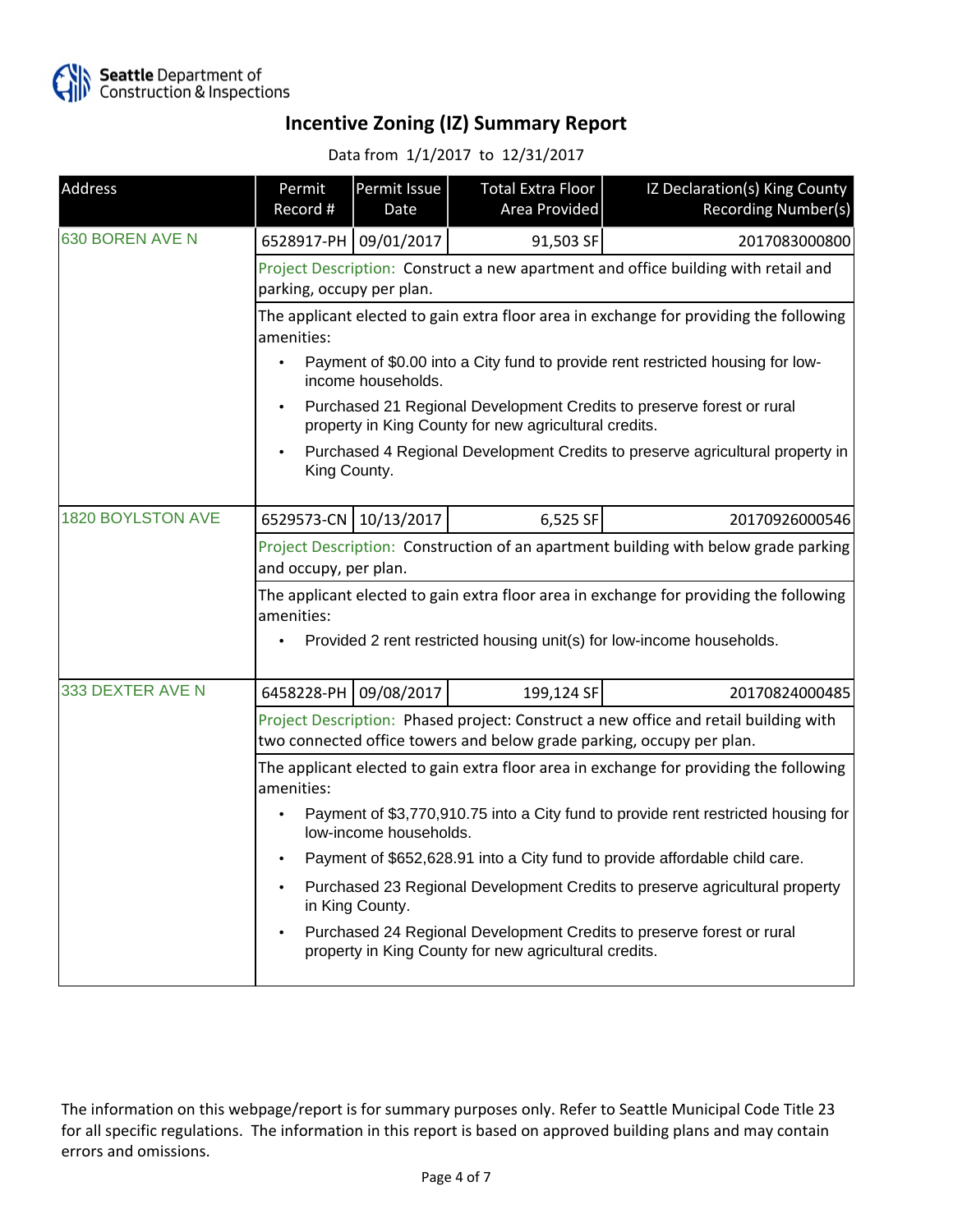# Incentive Zoning (IZ) Summary Report

Data from 1/1/2017 to 12/31/2017

| Address | Permit Record # | Permit Issue Date | Total Extra Floor Area Provided | IZ Declaration(s) King County Recording Number(s) |
|---|---|---|---|---|
| 630 BOREN AVE N | 6528917-PH | 09/01/2017 | 91,503 SF | 2017083000800 |

Project Description: Construct a new apartment and office building with retail and parking, occupy per plan.

The applicant elected to gain extra floor area in exchange for providing the following amenities:

- Payment of $0.00 into a City fund to provide rent restricted housing for low-income households.
- Purchased 21 Regional Development Credits to preserve forest or rural property in King County for new agricultural credits.
- Purchased 4 Regional Development Credits to preserve agricultural property in King County.

| Address | Permit Record # | Permit Issue Date | Total Extra Floor Area Provided | IZ Declaration(s) King County Recording Number(s) |
|---|---|---|---|---|
| 1820 BOYLSTON AVE | 6529573-CN | 10/13/2017 | 6,525 SF | 20170926000546 |

Project Description: Construction of an apartment building with below grade parking and occupy, per plan.

The applicant elected to gain extra floor area in exchange for providing the following amenities:

- Provided 2 rent restricted housing unit(s) for low-income households.

| Address | Permit Record # | Permit Issue Date | Total Extra Floor Area Provided | IZ Declaration(s) King County Recording Number(s) |
|---|---|---|---|---|
| 333 DEXTER AVE N | 6458228-PH | 09/08/2017 | 199,124 SF | 20170824000485 |

Project Description: Phased project: Construct a new office and retail building with two connected office towers and below grade parking, occupy per plan.

The applicant elected to gain extra floor area in exchange for providing the following amenities:

- Payment of $3,770,910.75 into a City fund to provide rent restricted housing for low-income households.
- Payment of $652,628.91 into a City fund to provide affordable child care.
- Purchased 23 Regional Development Credits to preserve agricultural property in King County.
- Purchased 24 Regional Development Credits to preserve forest or rural property in King County for new agricultural credits.

The information on this webpage/report is for summary purposes only. Refer to Seattle Municipal Code Title 23 for all specific regulations. The information in this report is based on approved building plans and may contain errors and omissions.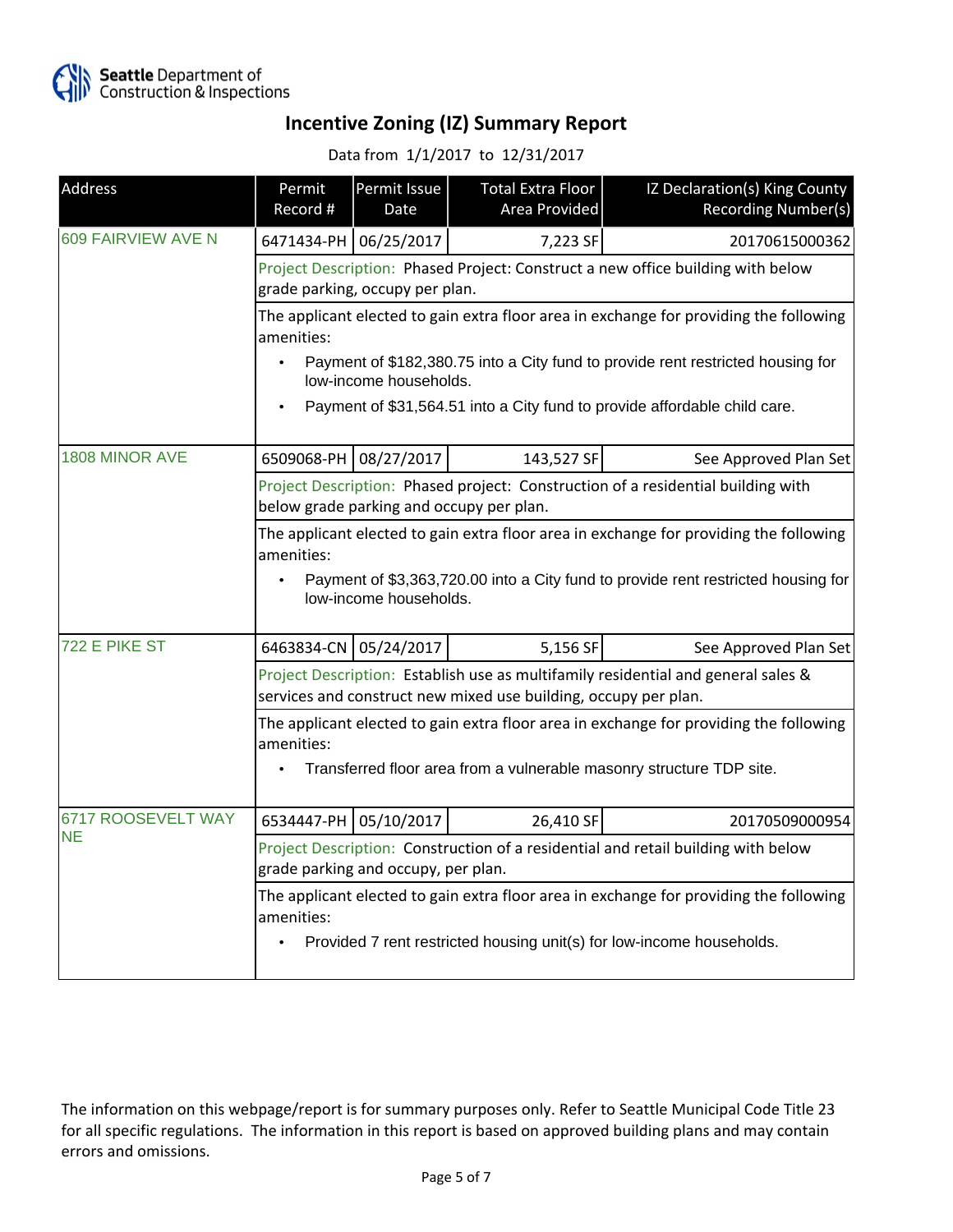Seattle Department of Construction & Inspections

# Incentive Zoning (IZ) Summary Report

Data from 1/1/2017 to 12/31/2017

| Address | Permit Record # | Permit Issue Date | Total Extra Floor Area Provided | IZ Declaration(s) King County Recording Number(s) |
|---|---|---|---|---|
| 609 FAIRVIEW AVE N | 6471434-PH | 06/25/2017 | 7,223 SF | 20170615000362 |
| | Project Description: Phased Project: Construct a new office building with below grade parking, occupy per plan. | | | |
| | The applicant elected to gain extra floor area in exchange for providing the following amenities:<br>• Payment of $182,380.75 into a City fund to provide rent restricted housing for low-income households.<br>• Payment of $31,564.51 into a City fund to provide affordable child care. | | | |
| 1808 MINOR AVE | 6509068-PH | 08/27/2017 | 143,527 SF | See Approved Plan Set |
| | Project Description: Phased project: Construction of a residential building with below grade parking and occupy per plan. | | | |
| | The applicant elected to gain extra floor area in exchange for providing the following amenities:<br>• Payment of $3,363,720.00 into a City fund to provide rent restricted housing for low-income households. | | | |
| 722 E PIKE ST | 6463834-CN | 05/24/2017 | 5,156 SF | See Approved Plan Set |
| | Project Description: Establish use as multifamily residential and general sales & services and construct new mixed use building, occupy per plan. | | | |
| | The applicant elected to gain extra floor area in exchange for providing the following amenities:<br>• Transferred floor area from a vulnerable masonry structure TDP site. | | | |
| 6717 ROOSEVELT WAY NE | 6534447-PH | 05/10/2017 | 26,410 SF | 20170509000954 |
| | Project Description: Construction of a residential and retail building with below grade parking and occupy, per plan. | | | |
| | The applicant elected to gain extra floor area in exchange for providing the following amenities:<br>• Provided 7 rent restricted housing unit(s) for low-income households. | | | |

The information on this webpage/report is for summary purposes only. Refer to Seattle Municipal Code Title 23 for all specific regulations. The information in this report is based on approved building plans and may contain errors and omissions.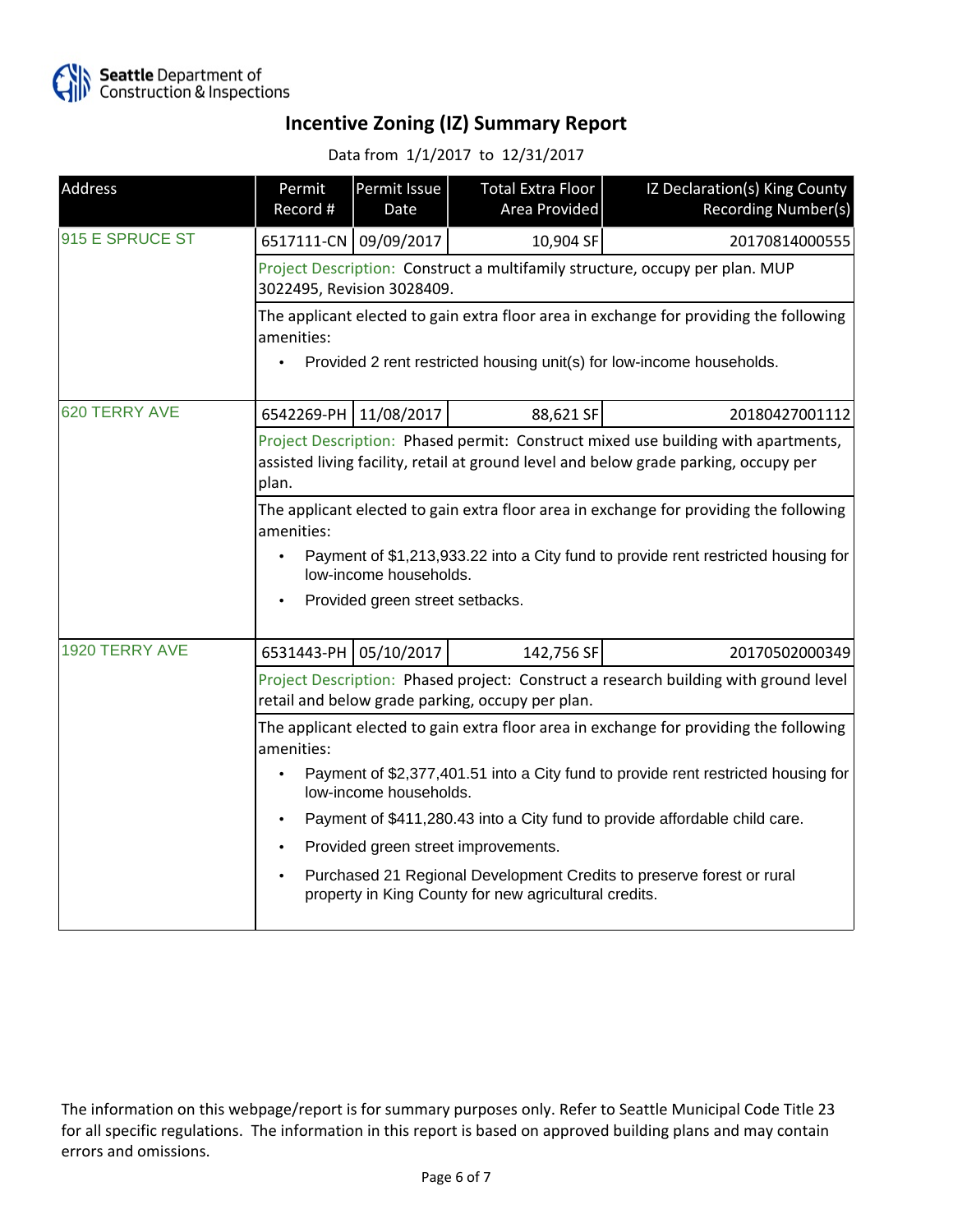Seattle Department of Construction & Inspections

# Incentive Zoning (IZ) Summary Report

Data from 1/1/2017 to 12/31/2017

| Address | Permit Record # | Permit Issue Date | Total Extra Floor Area Provided | IZ Declaration(s) King County Recording Number(s) |
|---|---|---|---|---|
| 915 E SPRUCE ST | 6517111-CN | 09/09/2017 | 10,904 SF | 20170814000555 |
| 620 TERRY AVE | 6542269-PH | 11/08/2017 | 88,621 SF | 20180427001112 |
| 1920 TERRY AVE | 6531443-PH | 05/10/2017 | 142,756 SF | 20170502000349 |

**915 E SPRUCE ST**

Project Description: Construct a multifamily structure, occupy per plan. MUP 3022495, Revision 3028409.

The applicant elected to gain extra floor area in exchange for providing the following amenities:

- Provided 2 rent restricted housing unit(s) for low-income households.

**620 TERRY AVE**

Project Description: Phased permit: Construct mixed use building with apartments, assisted living facility, retail at ground level and below grade parking, occupy per plan.

The applicant elected to gain extra floor area in exchange for providing the following amenities:

- Payment of $1,213,933.22 into a City fund to provide rent restricted housing for low-income households.
- Provided green street setbacks.

**1920 TERRY AVE**

Project Description: Phased project: Construct a research building with ground level retail and below grade parking, occupy per plan.

The applicant elected to gain extra floor area in exchange for providing the following amenities:

- Payment of $2,377,401.51 into a City fund to provide rent restricted housing for low-income households.
- Payment of $411,280.43 into a City fund to provide affordable child care.
- Provided green street improvements.
- Purchased 21 Regional Development Credits to preserve forest or rural property in King County for new agricultural credits.

The information on this webpage/report is for summary purposes only. Refer to Seattle Municipal Code Title 23 for all specific regulations. The information in this report is based on approved building plans and may contain errors and omissions.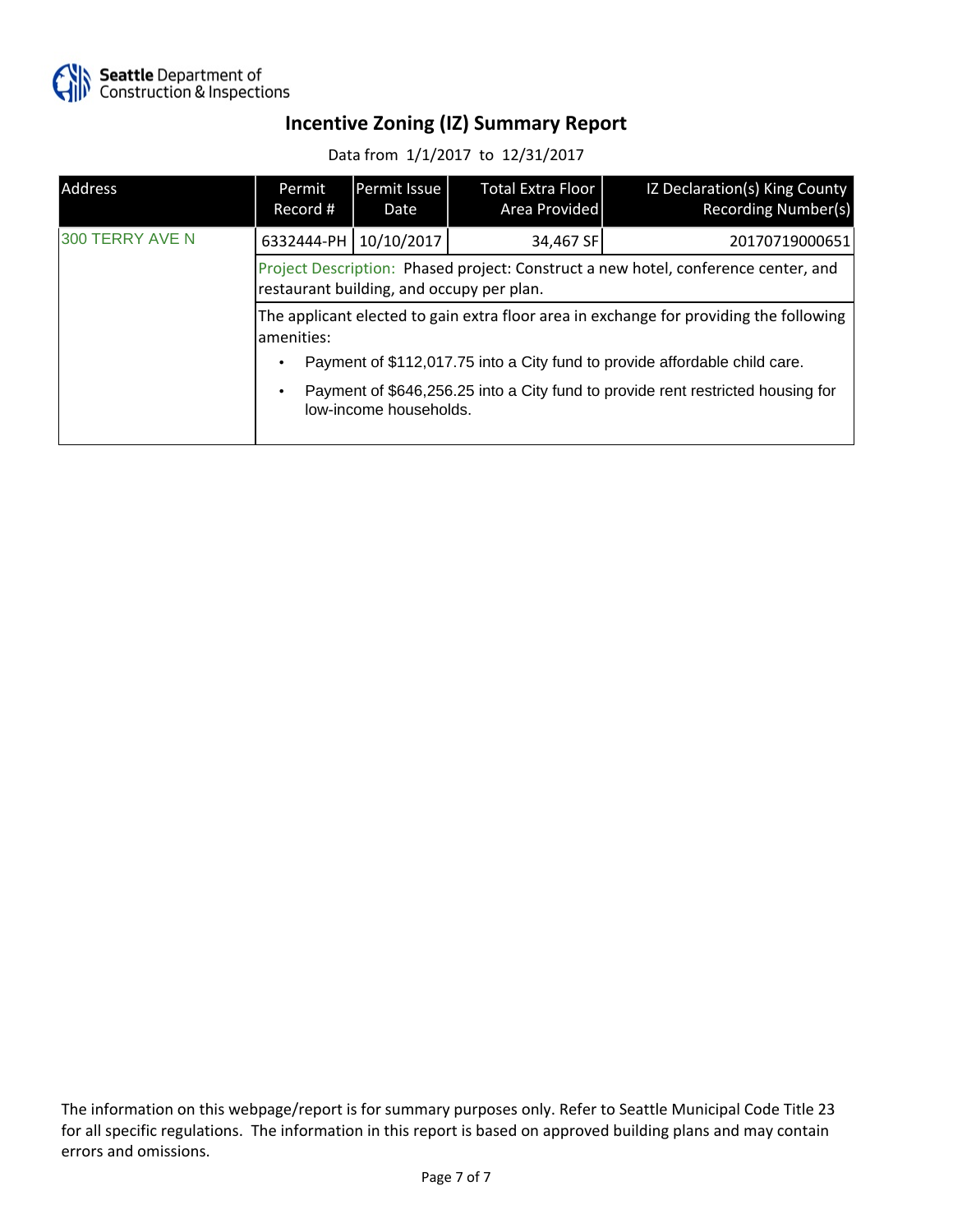Seattle Department of Construction & Inspections

# Incentive Zoning (IZ) Summary Report

Data from 1/1/2017 to 12/31/2017

| Address | Permit Record # | Permit Issue Date | Total Extra Floor Area Provided | IZ Declaration(s) King County Recording Number(s) |
|---|---|---|---|---|
| 300 TERRY AVE N | 6332444-PH | 10/10/2017 | 34,467 SF | 20170719000651 |

Project Description: Phased project: Construct a new hotel, conference center, and restaurant building, and occupy per plan.

The applicant elected to gain extra floor area in exchange for providing the following amenities:

- Payment of $112,017.75 into a City fund to provide affordable child care.
- Payment of $646,256.25 into a City fund to provide rent restricted housing for low-income households.

The information on this webpage/report is for summary purposes only. Refer to Seattle Municipal Code Title 23 for all specific regulations. The information in this report is based on approved building plans and may contain errors and omissions.